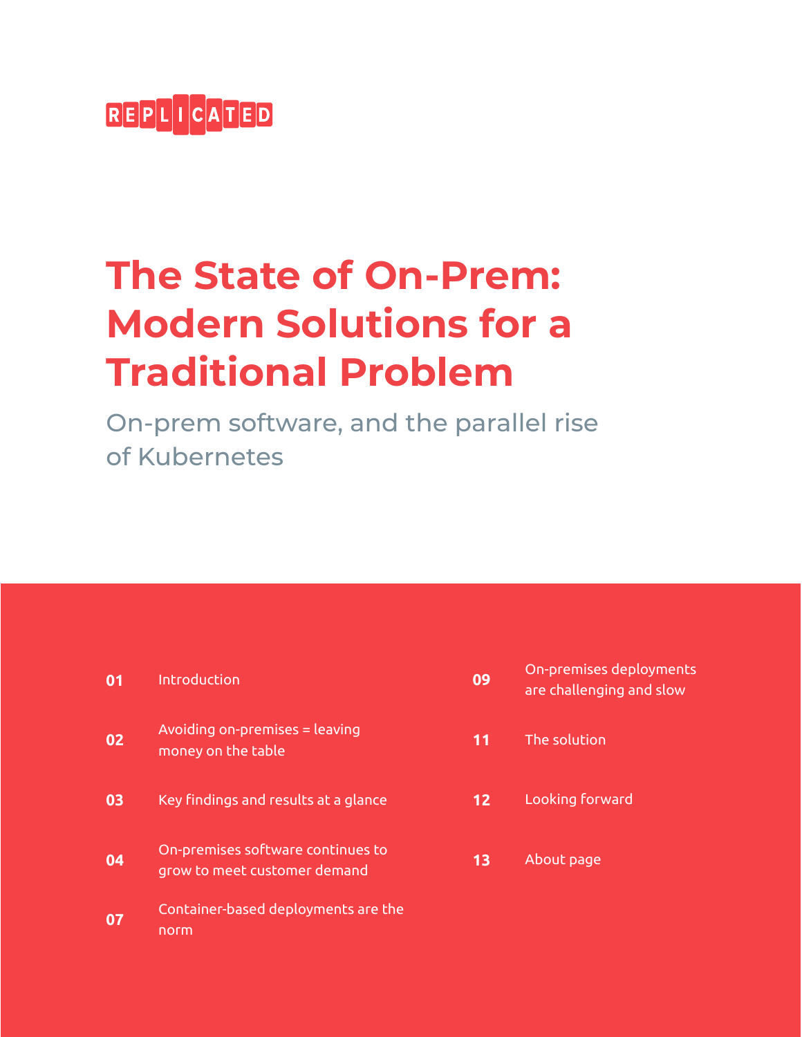REPLICATED

# The State of On-Prem: Modern Solutions for a Traditional Problem

## On-prem software, and the parallel rise of Kubernetes

| | |
|---|---|
| **01** | Introduction |
| **02** | Avoiding on-premises = leaving money on the table |
| **03** | Key findings and results at a glance |
| **04** | On-premises software continues to grow to meet customer demand |
| **07** | Container-based deployments are the norm |
| **09** | On-premises deployments are challenging and slow |
| **11** | The solution |
| **12** | Looking forward |
| **13** | About page |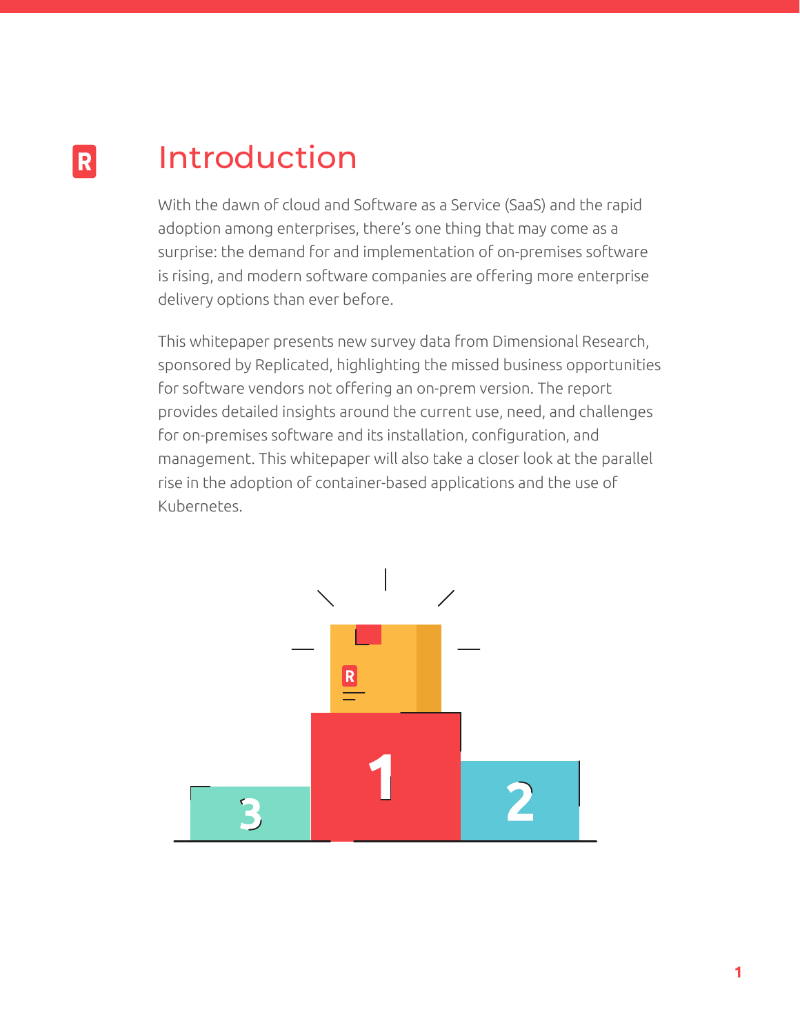# Introduction

With the dawn of cloud and Software as a Service (SaaS) and the rapid adoption among enterprises, there's one thing that may come as a surprise: the demand for and implementation of on-premises software is rising, and modern software companies are offering more enterprise delivery options than ever before.

This whitepaper presents new survey data from Dimensional Research, sponsored by Replicated, highlighting the missed business opportunities for software vendors not offering an on-prem version. The report provides detailed insights around the current use, need, and challenges for on-premises software and its installation, configuration, and management. This whitepaper will also take a closer look at the parallel rise in the adoption of container-based applications and the use of Kubernetes.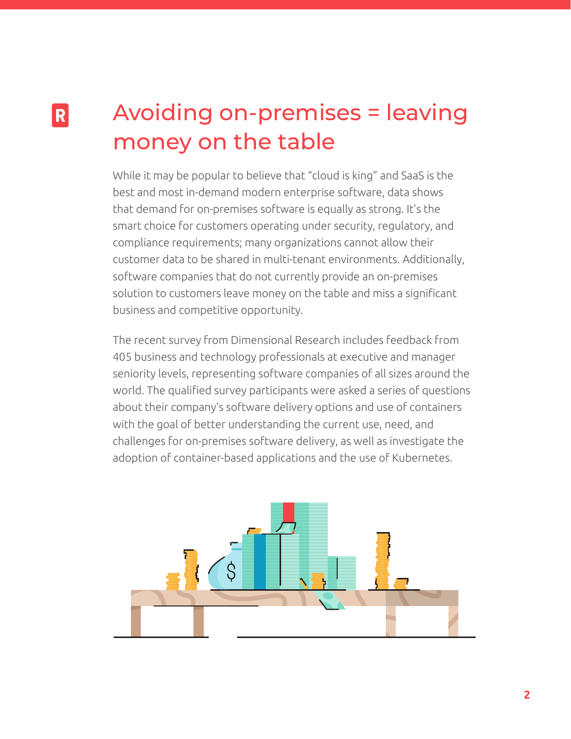# Avoiding on-premises = leaving money on the table

While it may be popular to believe that "cloud is king" and SaaS is the best and most in-demand modern enterprise software, data shows that demand for on-premises software is equally as strong. It's the smart choice for customers operating under security, regulatory, and compliance requirements; many organizations cannot allow their customer data to be shared in multi-tenant environments. Additionally, software companies that do not currently provide an on-premises solution to customers leave money on the table and miss a significant business and competitive opportunity.

The recent survey from Dimensional Research includes feedback from 405 business and technology professionals at executive and manager seniority levels, representing software companies of all sizes around the world. The qualified survey participants were asked a series of questions about their company's software delivery options and use of containers with the goal of better understanding the current use, need, and challenges for on-premises software delivery, as well as investigate the adoption of container-based applications and the use of Kubernetes.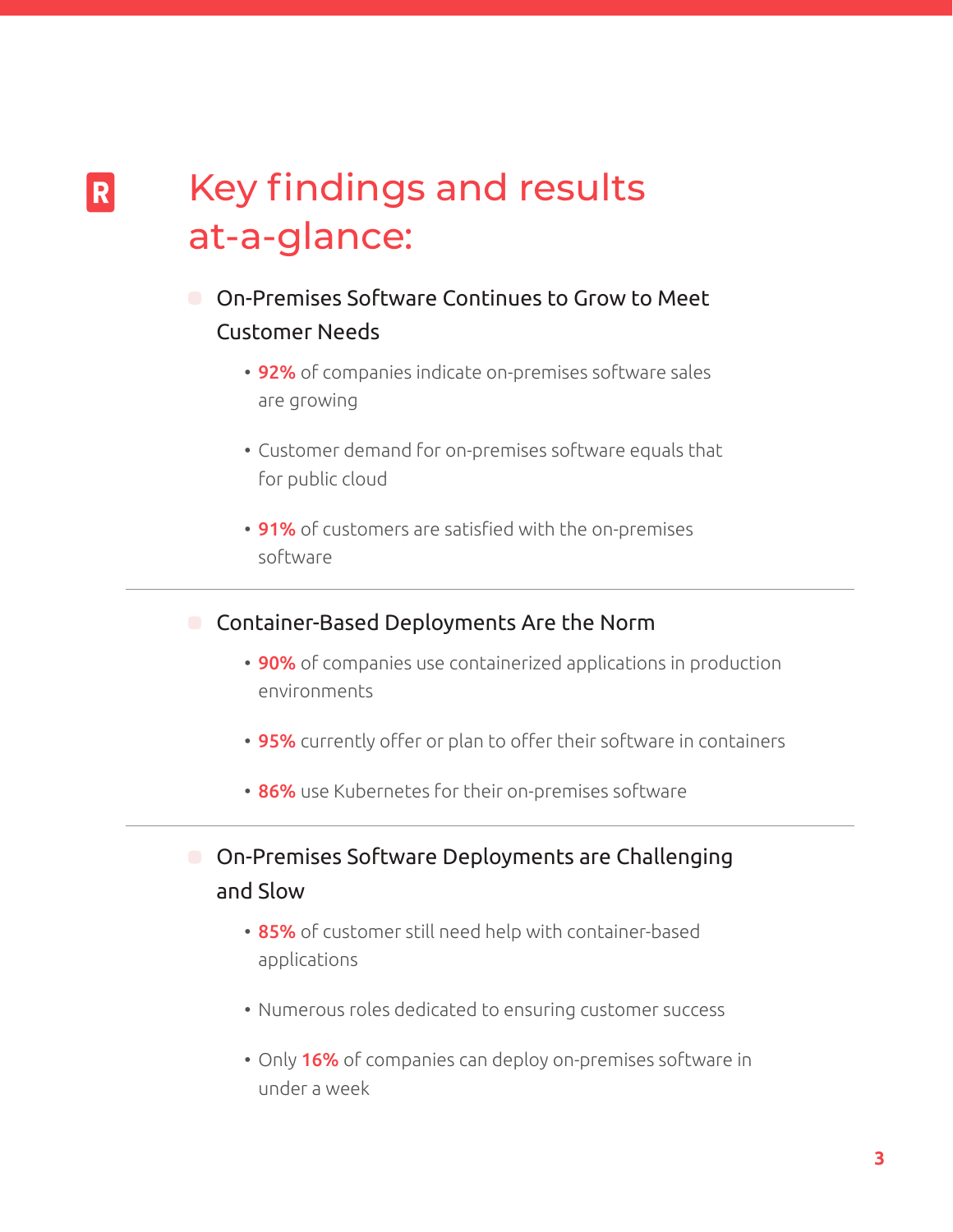# Key findings and results at-a-glance:

## On-Premises Software Continues to Grow to Meet Customer Needs

- **92%** of companies indicate on-premises software sales are growing
- Customer demand for on-premises software equals that for public cloud
- **91%** of customers are satisfied with the on-premises software

---

## Container-Based Deployments Are the Norm

- **90%** of companies use containerized applications in production environments
- **95%** currently offer or plan to offer their software in containers
- **86%** use Kubernetes for their on-premises software

---

## On-Premises Software Deployments are Challenging and Slow

- **85%** of customer still need help with container-based applications
- Numerous roles dedicated to ensuring customer success
- Only **16%** of companies can deploy on-premises software in under a week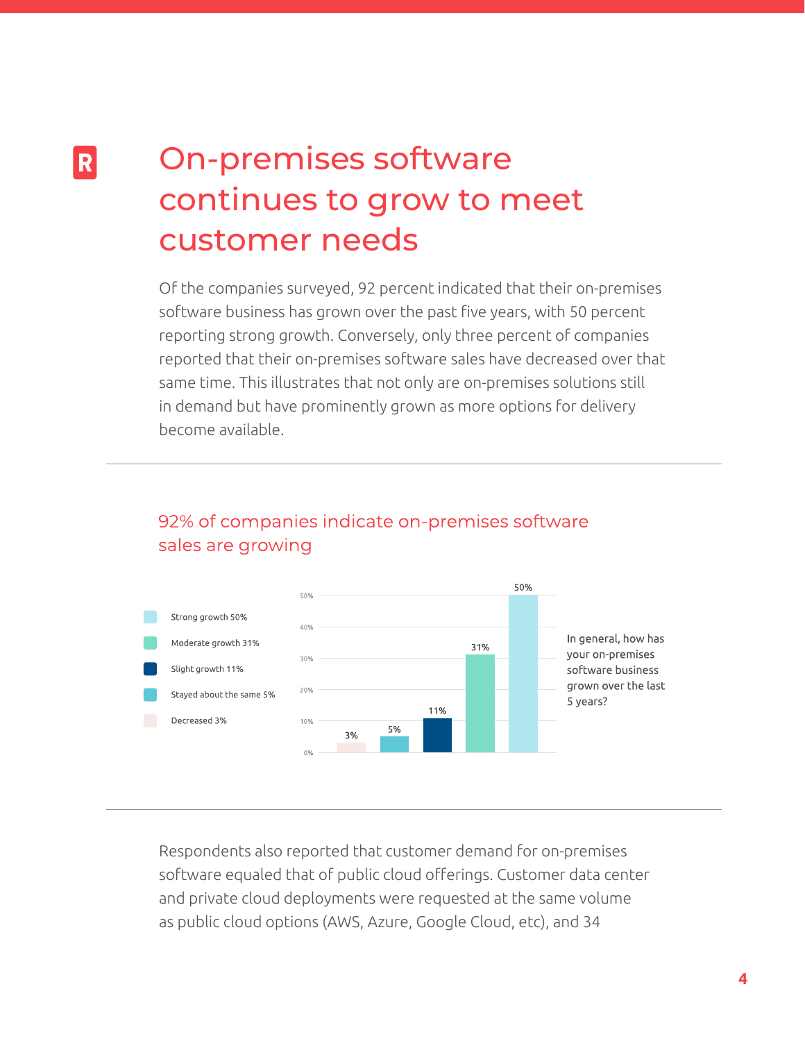# On-premises software continues to grow to meet customer needs

Of the companies surveyed, 92 percent indicated that their on-premises software business has grown over the past five years, with 50 percent reporting strong growth. Conversely, only three percent of companies reported that their on-premises software sales have decreased over that same time. This illustrates that not only are on-premises solutions still in demand but have prominently grown as more options for delivery become available.

## 92% of companies indicate on-premises software sales are growing

In general, how has your on-premises software business grown over the last 5 years?

| Response | Percentage |
|---|---|
| Strong growth | 50% |
| Moderate growth | 31% |
| Slight growth | 11% |
| Stayed about the same | 5% |
| Decreased | 3% |

Respondents also reported that customer demand for on-premises software equaled that of public cloud offerings. Customer data center and private cloud deployments were requested at the same volume as public cloud options (AWS, Azure, Google Cloud, etc), and 34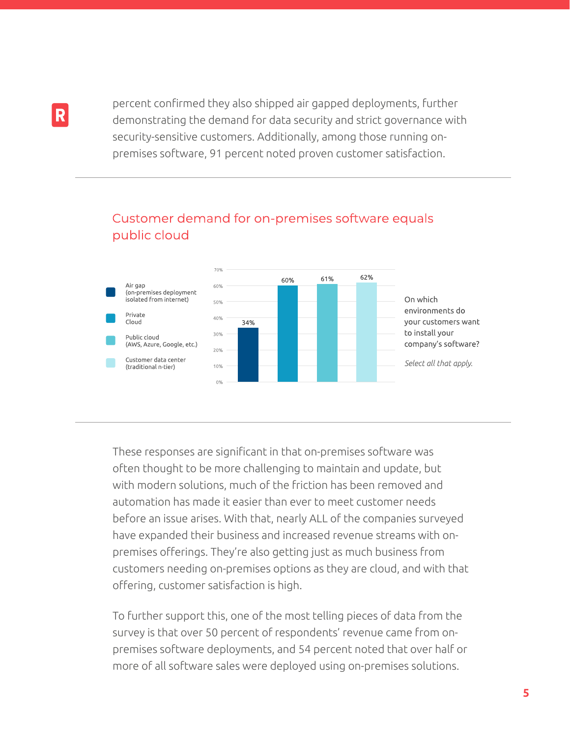percent confirmed they also shipped air gapped deployments, further demonstrating the demand for data security and strict governance with security-sensitive customers. Additionally, among those running on-premises software, 91 percent noted proven customer satisfaction.

## Customer demand for on-premises software equals public cloud

On which environments do your customers want to install your company's software?

*Select all that apply.*

| Environment | Percent |
|---|---|
| Air gap (on-premises deployment isolated from internet) | 34% |
| Private Cloud | 60% |
| Public cloud (AWS, Azure, Google, etc.) | 61% |
| Customer data center (traditional n-tier) | 62% |

These responses are significant in that on-premises software was often thought to be more challenging to maintain and update, but with modern solutions, much of the friction has been removed and automation has made it easier than ever to meet customer needs before an issue arises. With that, nearly ALL of the companies surveyed have expanded their business and increased revenue streams with on-premises offerings. They're also getting just as much business from customers needing on-premises options as they are cloud, and with that offering, customer satisfaction is high.

To further support this, one of the most telling pieces of data from the survey is that over 50 percent of respondents' revenue came from on-premises software deployments, and 54 percent noted that over half or more of all software sales were deployed using on-premises solutions.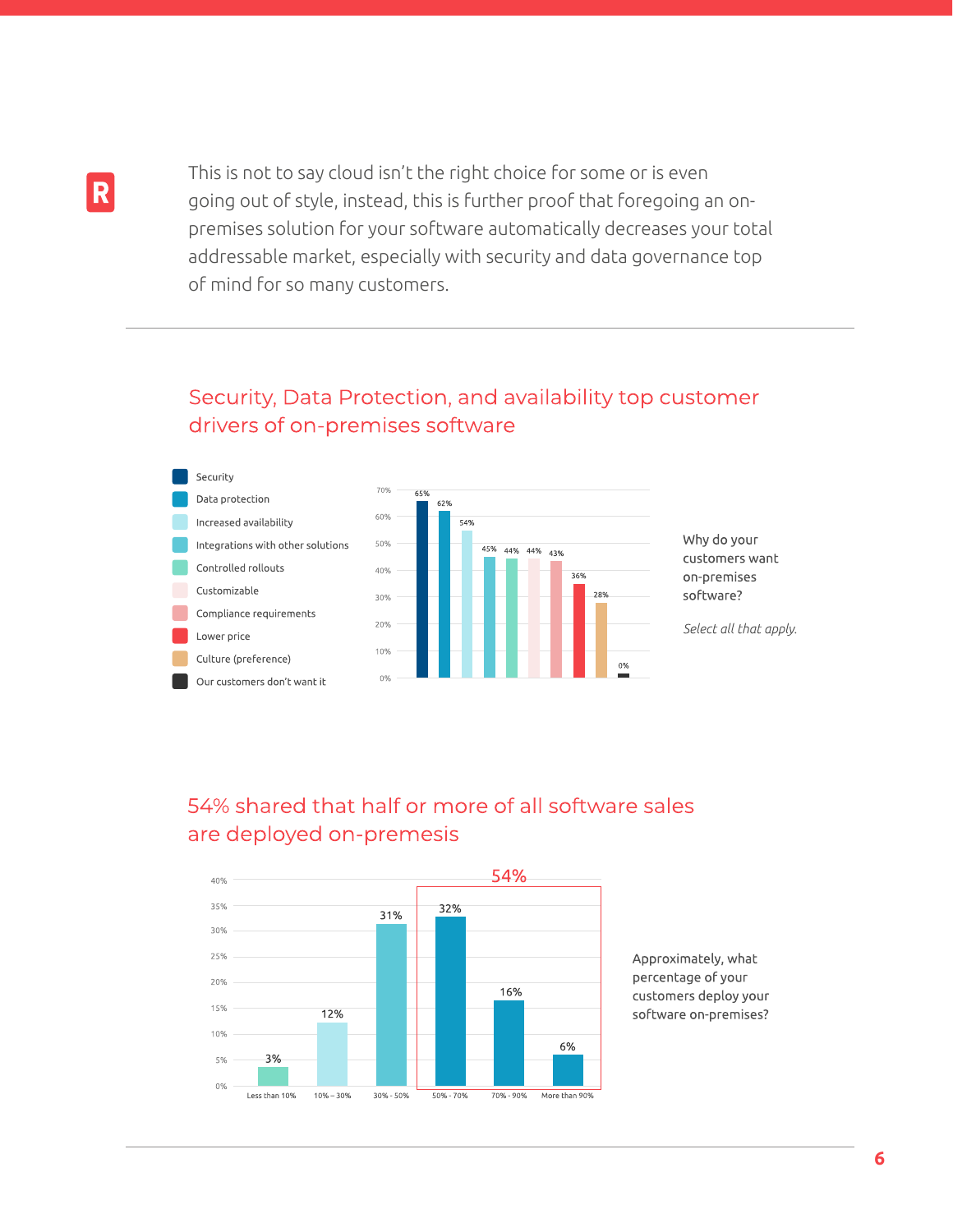This is not to say cloud isn't the right choice for some or is even going out of style, instead, this is further proof that foregoing an on-premises solution for your software automatically decreases your total addressable market, especially with security and data governance top of mind for so many customers.

---

## Security, Data Protection, and availability top customer drivers of on-premises software

Why do your customers want on-premises software?

*Select all that apply.*

| Driver | Percentage |
| --- | --- |
| Security | 65% |
| Data protection | 62% |
| Increased availability | 54% |
| Integrations with other solutions | 45% |
| Controlled rollouts | 44% |
| Customizable | 44% |
| Compliance requirements | 43% |
| Lower price | 36% |
| Culture (preference) | 28% |
| Our customers don't want it | 0% |

## 54% shared that half or more of all software sales are deployed on-premesis

Approximately, what percentage of your customers deploy your software on-premises?

| Percentage deployed on-premises | Respondents |
| --- | --- |
| Less than 10% | 3% |
| 10% – 30% | 12% |
| 30% - 50% | 31% |
| 50% - 70% | 32% |
| 70% - 90% | 16% |
| More than 90% | 6% |

54% (50% - 70%, 70% - 90%, and More than 90% combined)

---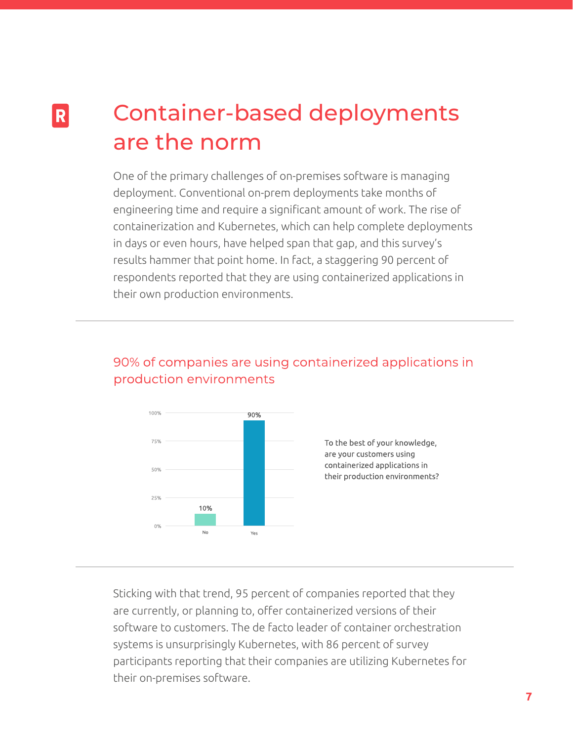# Container-based deployments are the norm

One of the primary challenges of on-premises software is managing deployment. Conventional on-prem deployments take months of engineering time and require a significant amount of work. The rise of containerization and Kubernetes, which can help complete deployments in days or even hours, have helped span that gap, and this survey's results hammer that point home. In fact, a staggering 90 percent of respondents reported that they are using containerized applications in their own production environments.

---

## 90% of companies are using containerized applications in production environments

| Response | Percentage |
| --- | --- |
| No | 10% |
| Yes | 90% |

To the best of your knowledge, are your customers using containerized applications in their production environments?

---

Sticking with that trend, 95 percent of companies reported that they are currently, or planning to, offer containerized versions of their software to customers. The de facto leader of container orchestration systems is unsurprisingly Kubernetes, with 86 percent of survey participants reporting that their companies are utilizing Kubernetes for their on-premises software.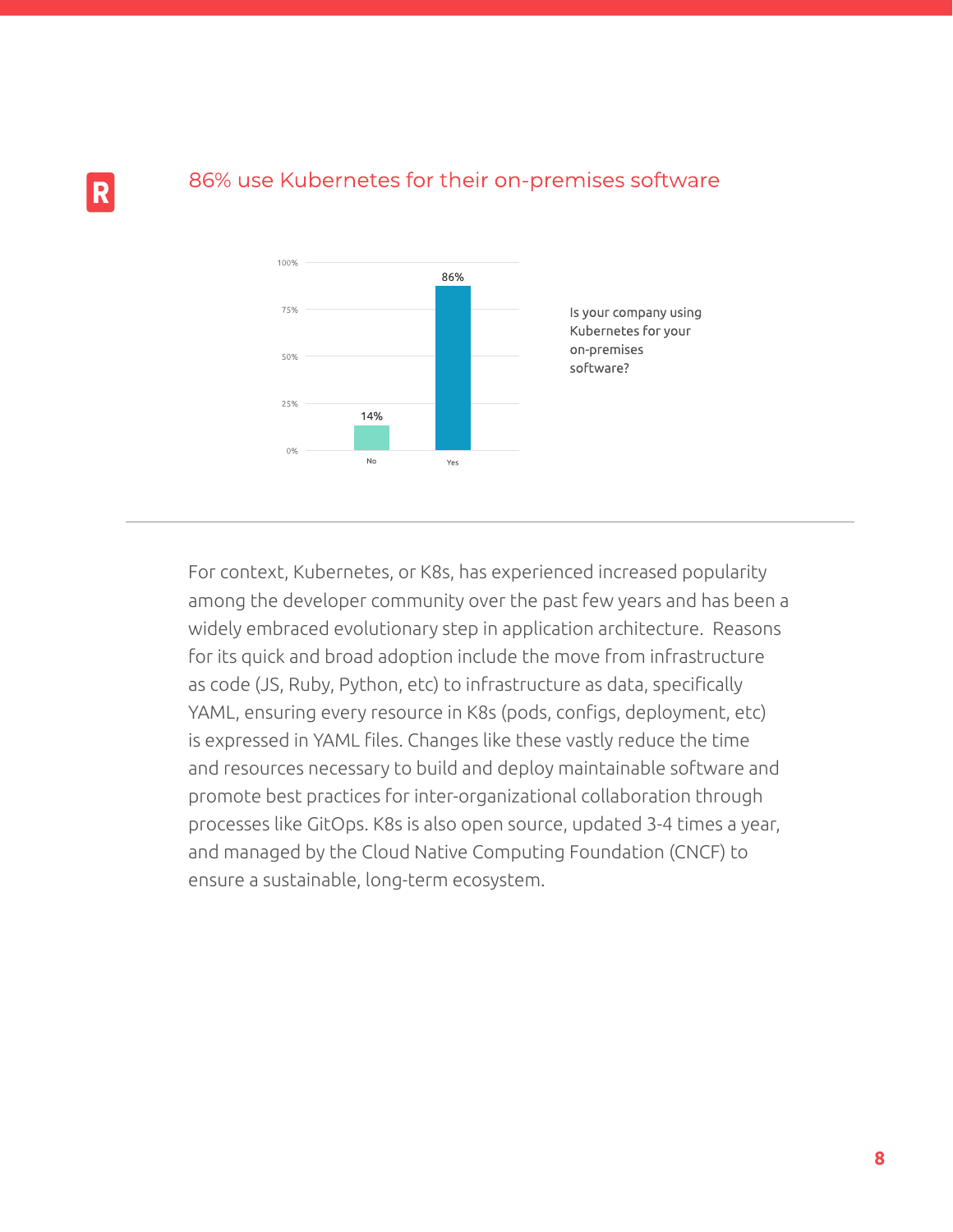## 86% use Kubernetes for their on-premises software

Is your company using Kubernetes for your on-premises software?

| Response | Percentage |
| --- | --- |
| No | 14% |
| Yes | 86% |

For context, Kubernetes, or K8s, has experienced increased popularity among the developer community over the past few years and has been a widely embraced evolutionary step in application architecture. Reasons for its quick and broad adoption include the move from infrastructure as code (JS, Ruby, Python, etc) to infrastructure as data, specifically YAML, ensuring every resource in K8s (pods, configs, deployment, etc) is expressed in YAML files. Changes like these vastly reduce the time and resources necessary to build and deploy maintainable software and promote best practices for inter-organizational collaboration through processes like GitOps. K8s is also open source, updated 3-4 times a year, and managed by the Cloud Native Computing Foundation (CNCF) to ensure a sustainable, long-term ecosystem.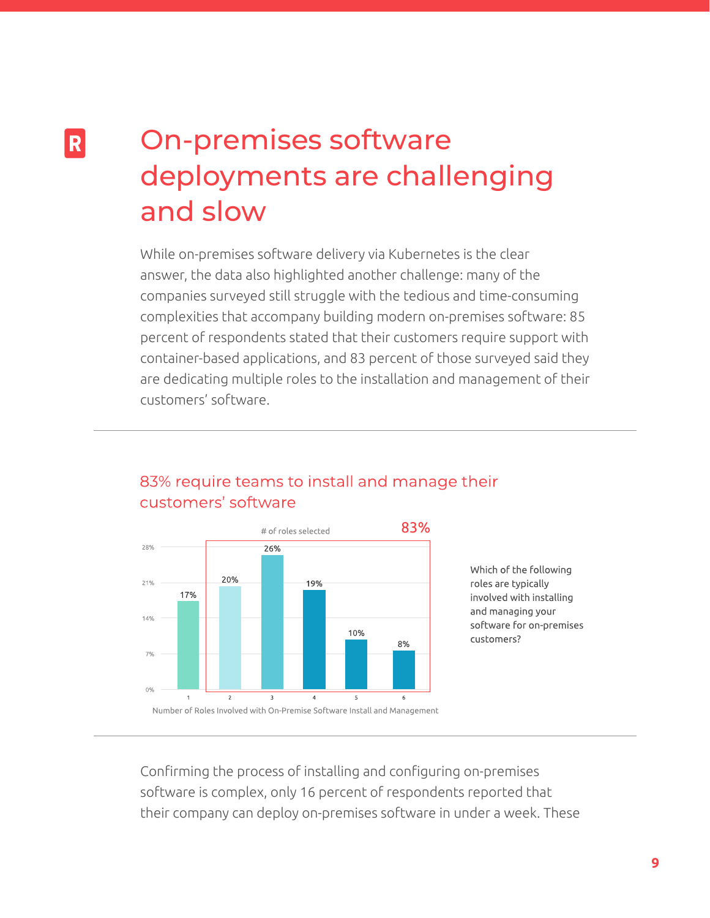# On-premises software deployments are challenging and slow

While on-premises software delivery via Kubernetes is the clear answer, the data also highlighted another challenge: many of the companies surveyed still struggle with the tedious and time-consuming complexities that accompany building modern on-premises software: 85 percent of respondents stated that their customers require support with container-based applications, and 83 percent of those surveyed said they are dedicating multiple roles to the installation and management of their customers' software.

---

## 83% require teams to install and manage their customers' software

# of roles selected — 83%

| Number of Roles Involved with On-Premise Software Install and Management | Percentage |
|---|---|
| 1 | 17% |
| 2 | 20% |
| 3 | 26% |
| 4 | 19% |
| 5 | 10% |
| 6 | 8% |

Which of the following roles are typically involved with installing and managing your software for on-premises customers?

---

Confirming the process of installing and configuring on-premises software is complex, only 16 percent of respondents reported that their company can deploy on-premises software in under a week. These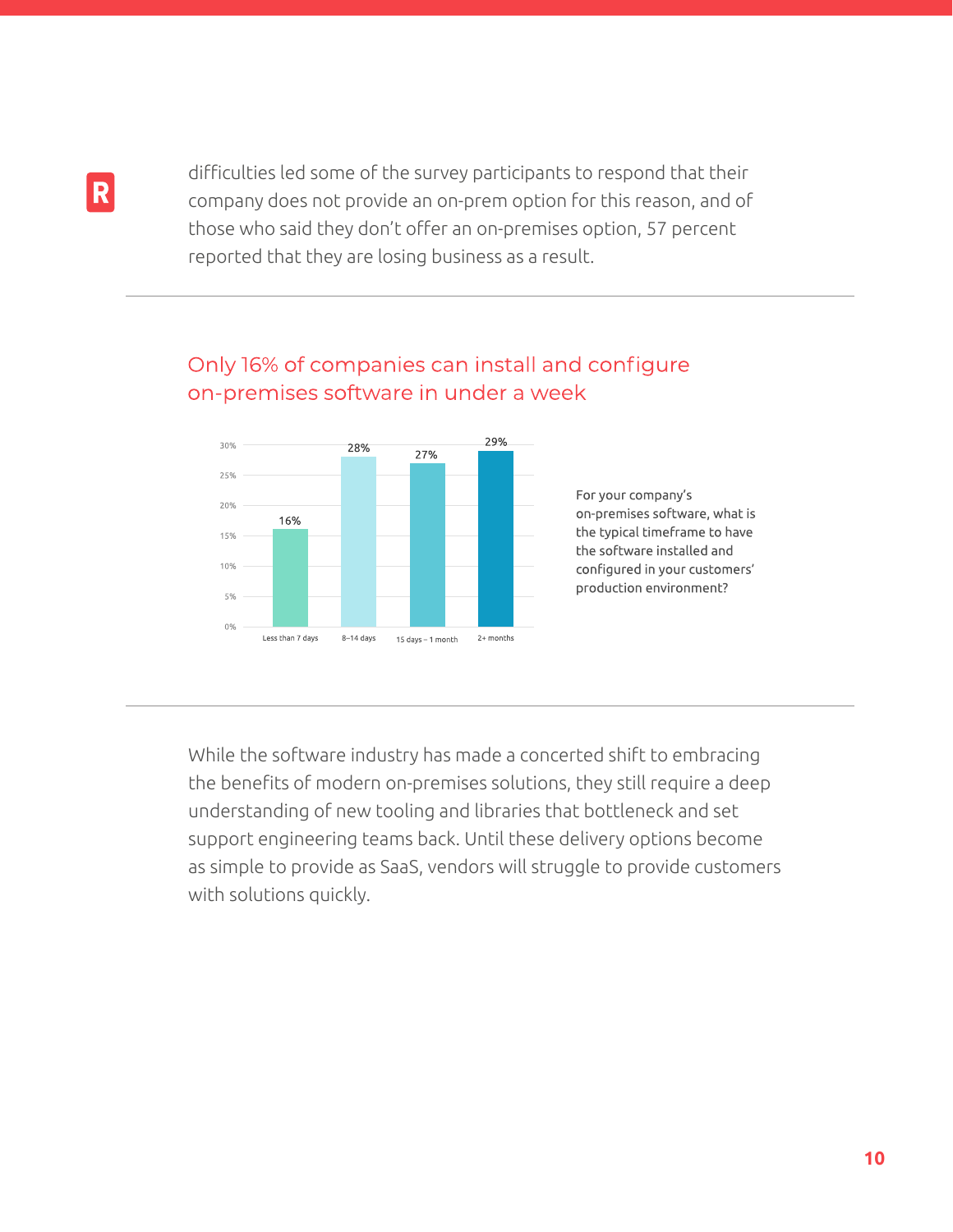difficulties led some of the survey participants to respond that their company does not provide an on-prem option for this reason, and of those who said they don't offer an on-premises option, 57 percent reported that they are losing business as a result.

## Only 16% of companies can install and configure on-premises software in under a week

| Timeframe | Percentage |
| --- | --- |
| Less than 7 days | 16% |
| 8–14 days | 28% |
| 15 days – 1 month | 27% |
| 2+ months | 29% |

For your company's on-premises software, what is the typical timeframe to have the software installed and configured in your customers' production environment?

While the software industry has made a concerted shift to embracing the benefits of modern on-premises solutions, they still require a deep understanding of new tooling and libraries that bottleneck and set support engineering teams back. Until these delivery options become as simple to provide as SaaS, vendors will struggle to provide customers with solutions quickly.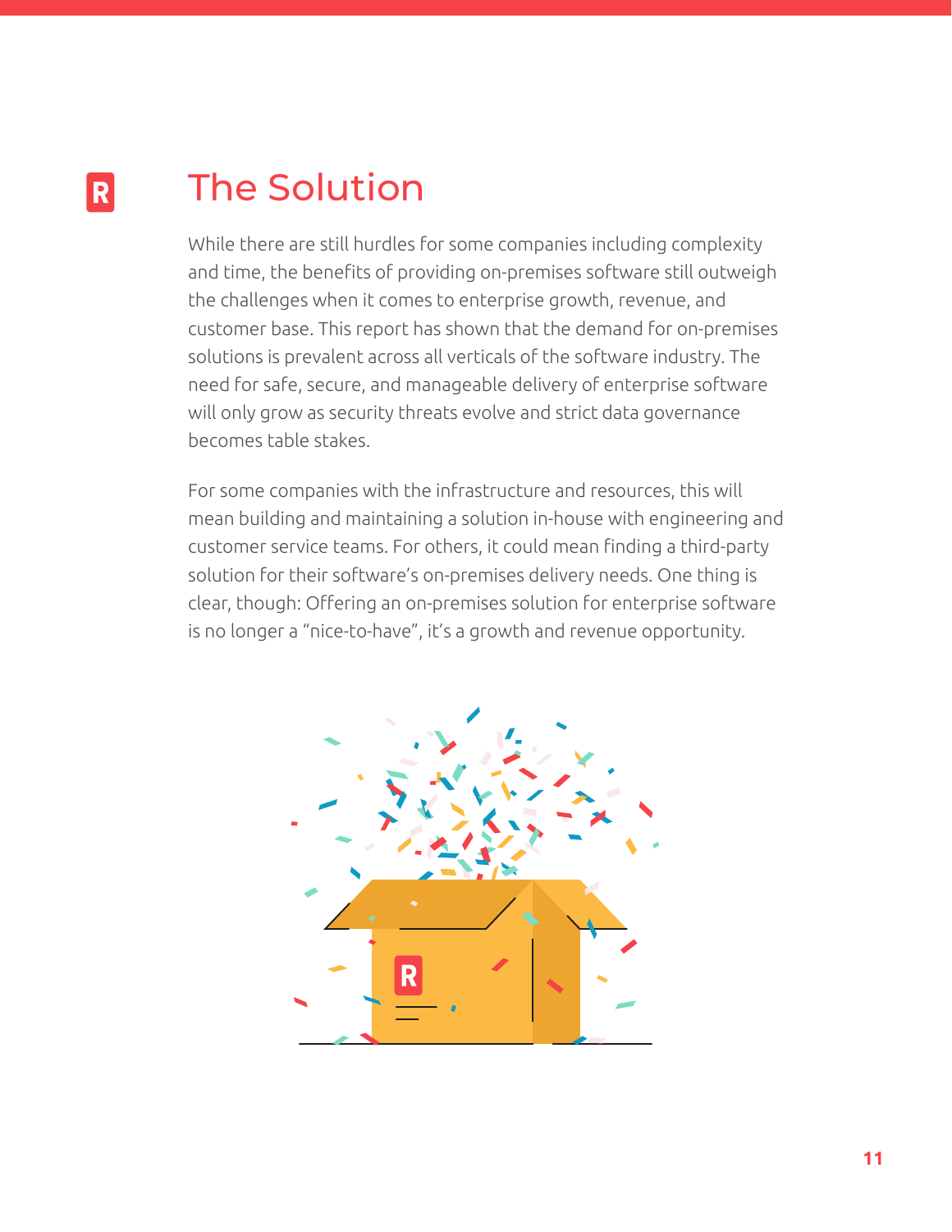# The Solution

While there are still hurdles for some companies including complexity and time, the benefits of providing on-premises software still outweigh the challenges when it comes to enterprise growth, revenue, and customer base. This report has shown that the demand for on-premises solutions is prevalent across all verticals of the software industry. The need for safe, secure, and manageable delivery of enterprise software will only grow as security threats evolve and strict data governance becomes table stakes.

For some companies with the infrastructure and resources, this will mean building and maintaining a solution in-house with engineering and customer service teams. For others, it could mean finding a third-party solution for their software's on-premises delivery needs. One thing is clear, though: Offering an on-premises solution for enterprise software is no longer a "nice-to-have", it's a growth and revenue opportunity.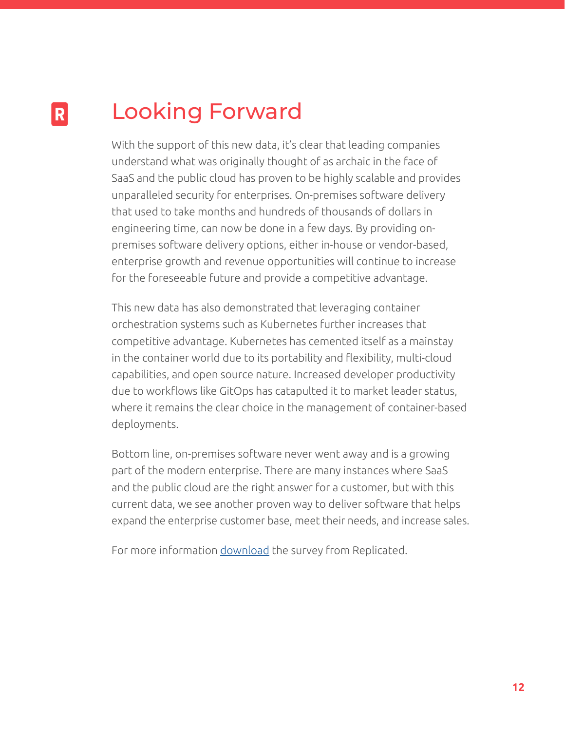# Looking Forward

With the support of this new data, it's clear that leading companies understand what was originally thought of as archaic in the face of SaaS and the public cloud has proven to be highly scalable and provides unparalleled security for enterprises. On-premises software delivery that used to take months and hundreds of thousands of dollars in engineering time, can now be done in a few days. By providing on-premises software delivery options, either in-house or vendor-based, enterprise growth and revenue opportunities will continue to increase for the foreseeable future and provide a competitive advantage.

This new data has also demonstrated that leveraging container orchestration systems such as Kubernetes further increases that competitive advantage. Kubernetes has cemented itself as a mainstay in the container world due to its portability and flexibility, multi-cloud capabilities, and open source nature. Increased developer productivity due to workflows like GitOps has catapulted it to market leader status, where it remains the clear choice in the management of container-based deployments.

Bottom line, on-premises software never went away and is a growing part of the modern enterprise. There are many instances where SaaS and the public cloud are the right answer for a customer, but with this current data, we see another proven way to deliver software that helps expand the enterprise customer base, meet their needs, and increase sales.

For more information download the survey from Replicated.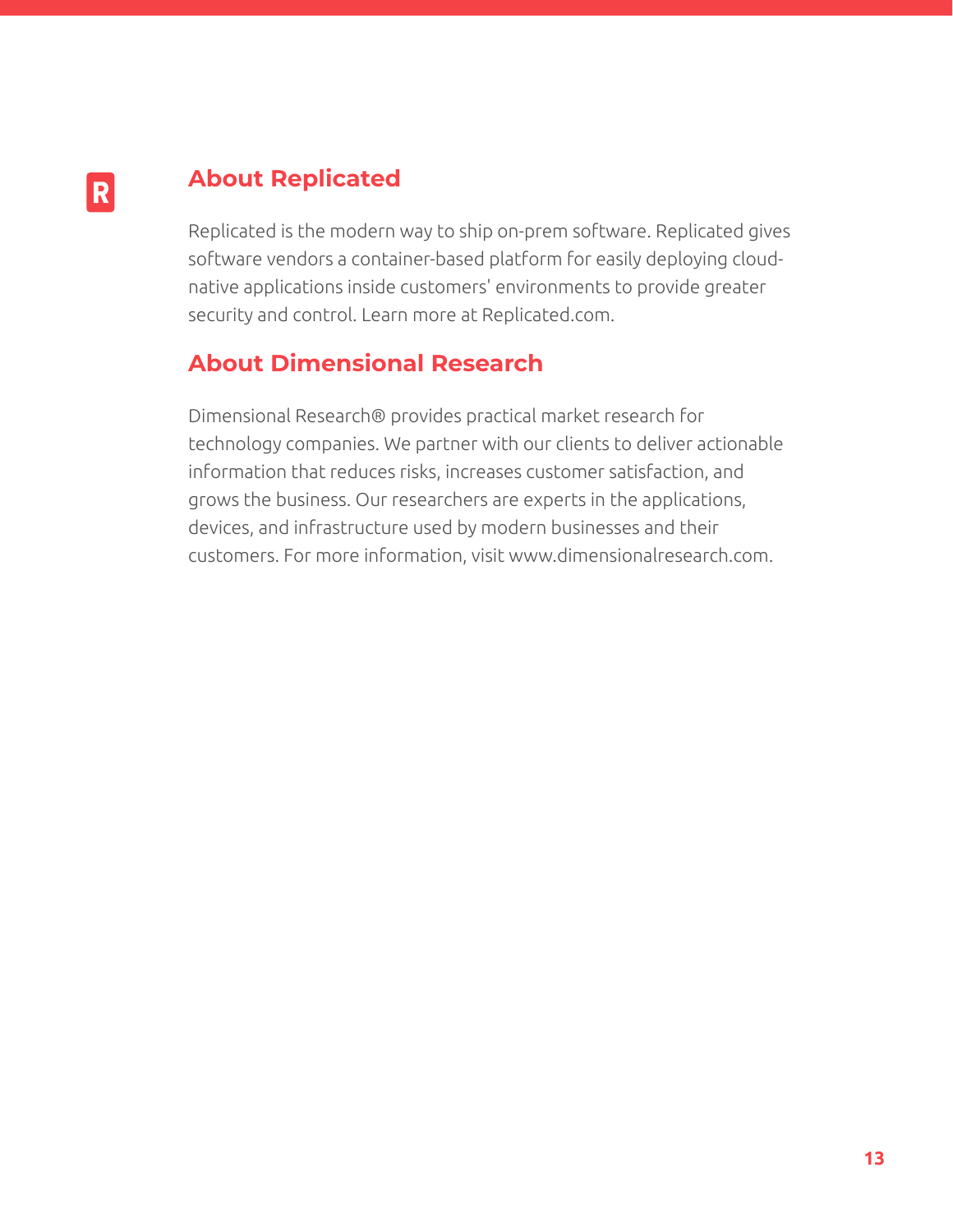## About Replicated

Replicated is the modern way to ship on-prem software. Replicated gives software vendors a container-based platform for easily deploying cloud-native applications inside customers' environments to provide greater security and control. Learn more at Replicated.com.

## About Dimensional Research

Dimensional Research® provides practical market research for technology companies. We partner with our clients to deliver actionable information that reduces risks, increases customer satisfaction, and grows the business. Our researchers are experts in the applications, devices, and infrastructure used by modern businesses and their customers. For more information, visit www.dimensionalresearch.com.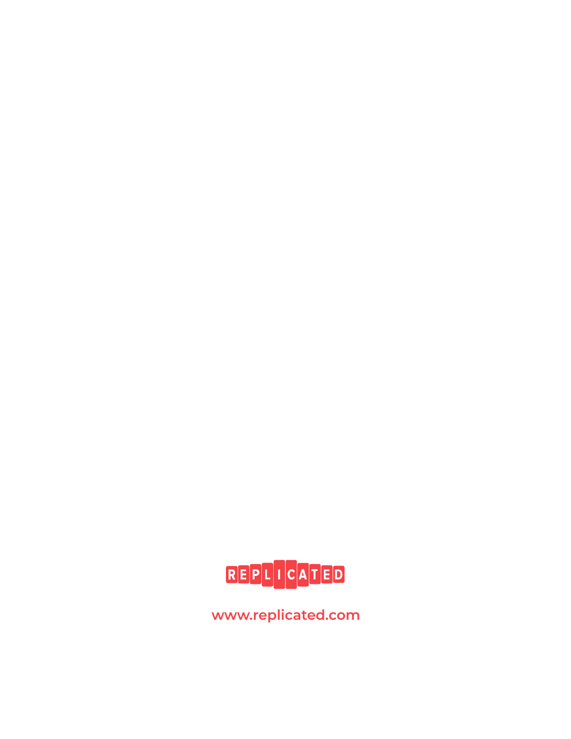REPLICATED

www.replicated.com